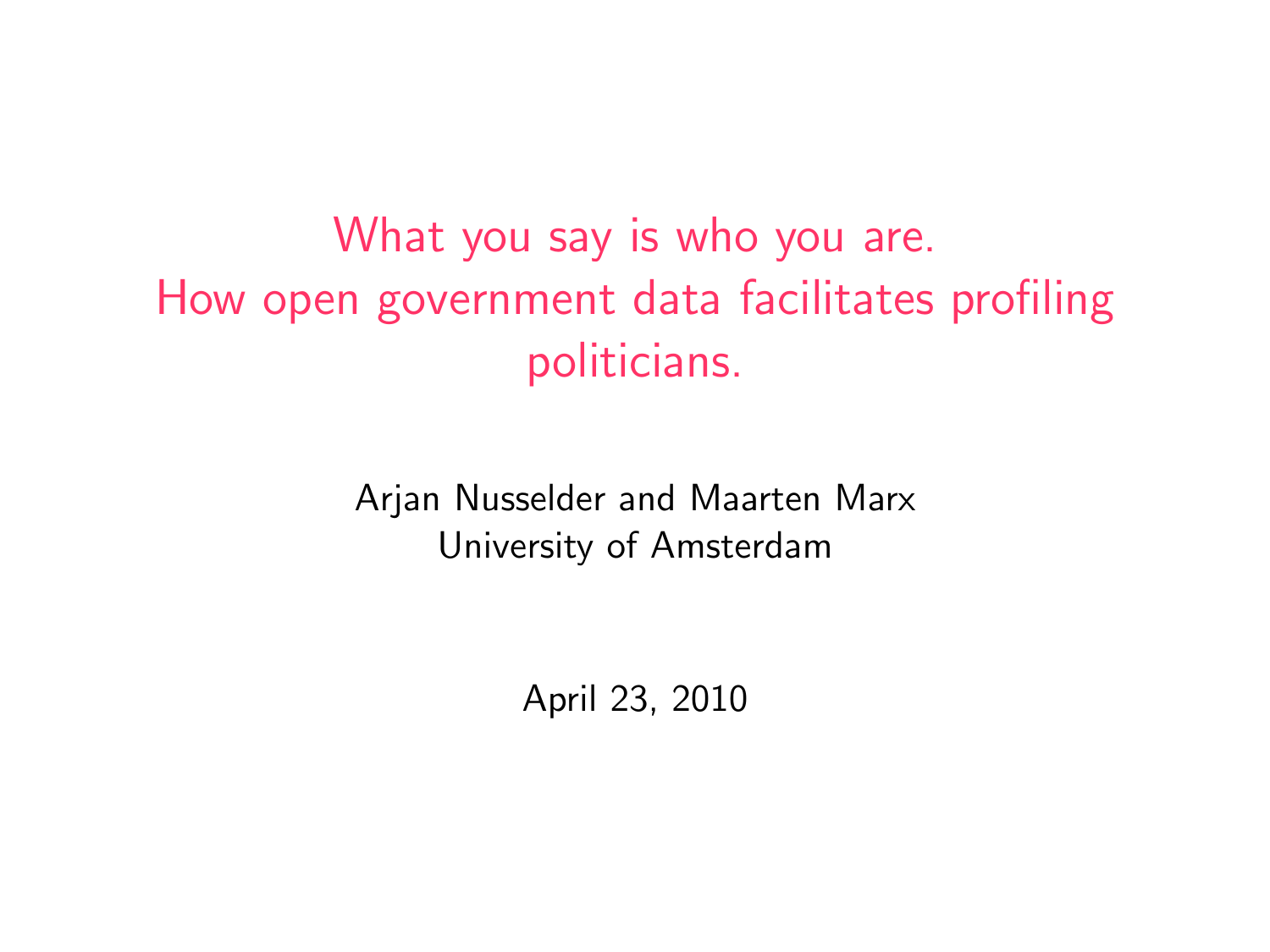# What you say is who you are. How open government data facilitates profiling politicians.

Arjan Nusselder and Maarten Marx
University of Amsterdam

April 23, 2010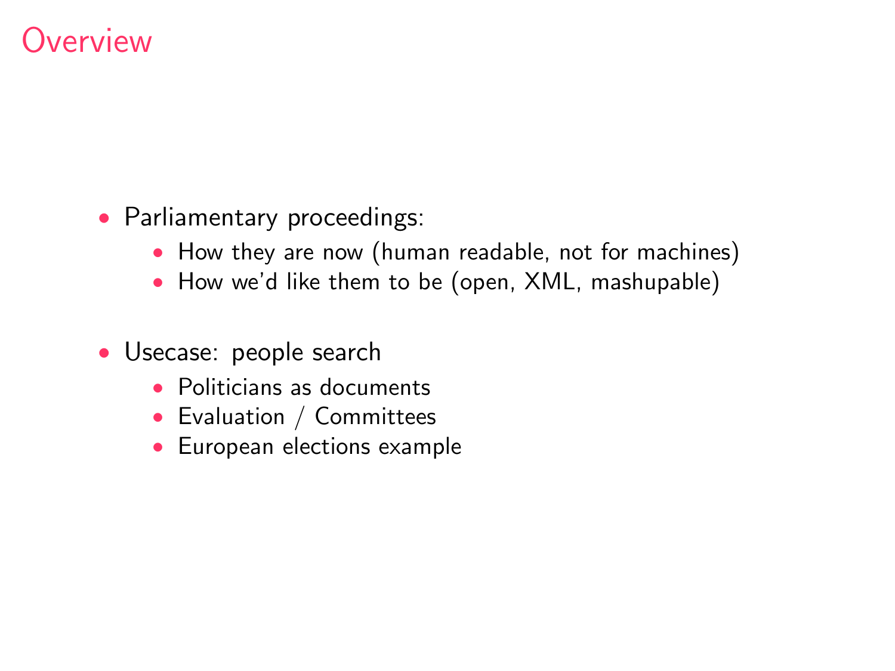# Overview

- Parliamentary proceedings:
  - How they are now (human readable, not for machines)
  - How we'd like them to be (open, XML, mashupable)

- Usecase: people search
  - Politicians as documents
  - Evaluation / Committees
  - European elections example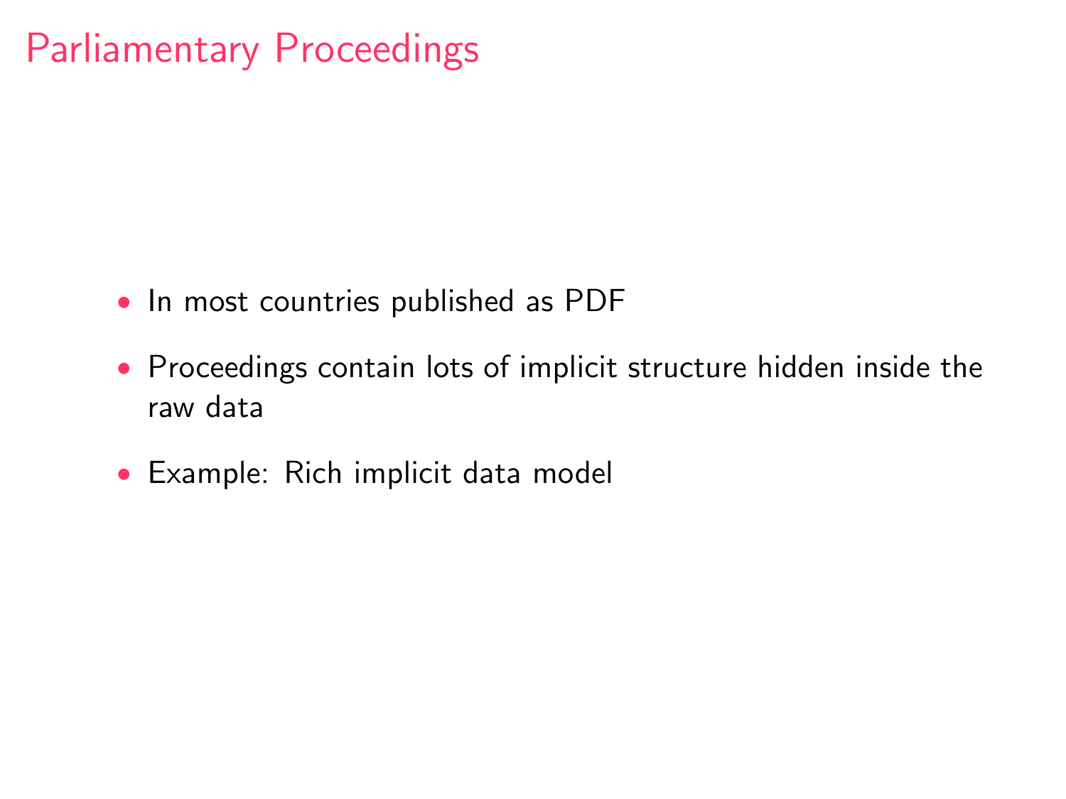# Parliamentary Proceedings

- In most countries published as PDF
- Proceedings contain lots of implicit structure hidden inside the raw data
- Example: Rich implicit data model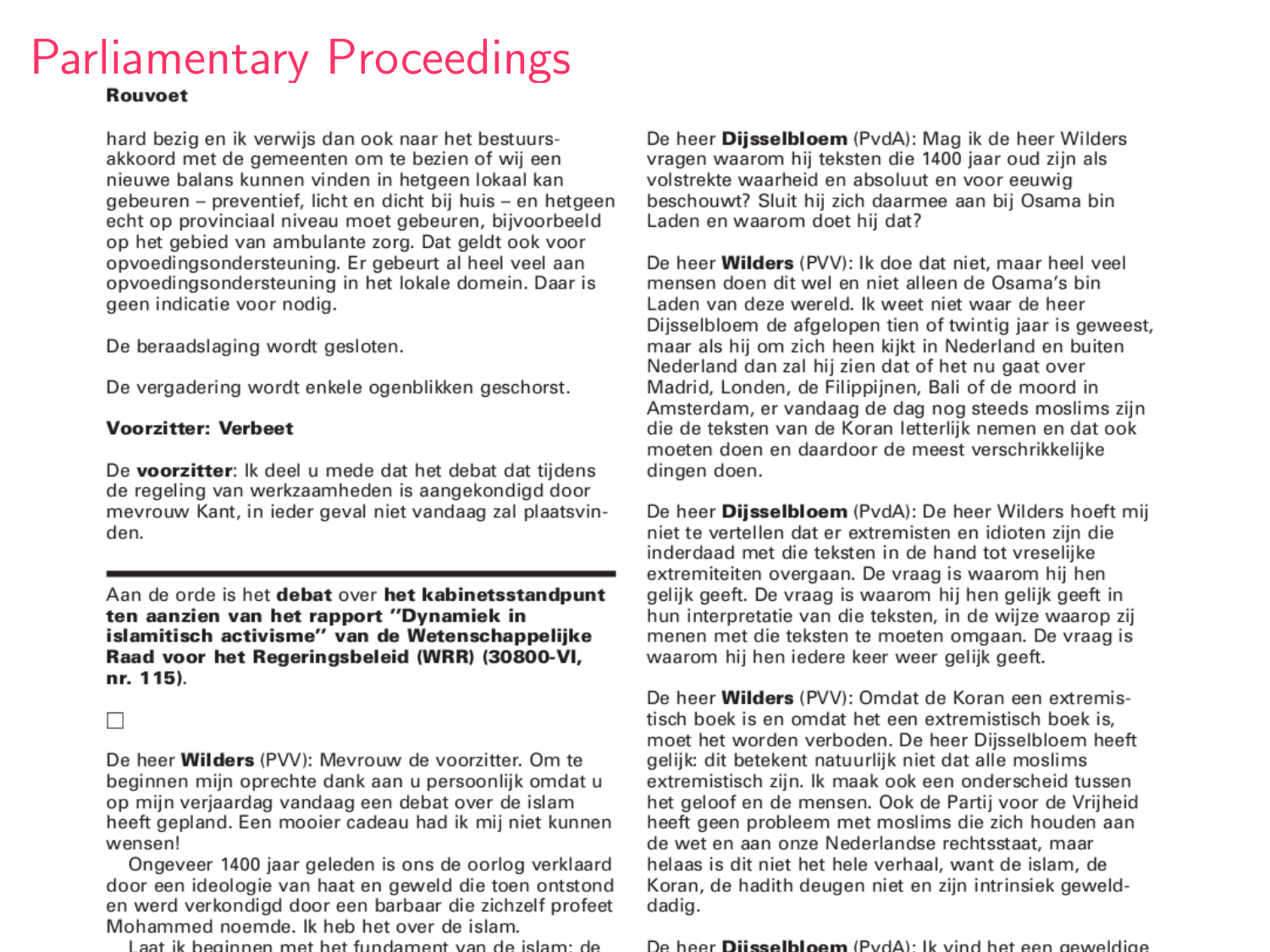# Parliamentary Proceedings

**Rouvoet**

hard bezig en ik verwijs dan ook naar het bestuursakkoord met de gemeenten om te bezien of wij een nieuwe balans kunnen vinden in hetgeen lokaal kan gebeuren – preventief, licht en dicht bij huis – en hetgeen echt op provinciaal niveau moet gebeuren, bijvoorbeeld op het gebied van ambulante zorg. Dat geldt ook voor opvoedingsondersteuning. Er gebeurt al heel veel aan opvoedingsondersteuning in het lokale domein. Daar is geen indicatie voor nodig.

De beraadslaging wordt gesloten.

De vergadering wordt enkele ogenblikken geschorst.

**Voorzitter: Verbeet**

De **voorzitter**: Ik deel u mede dat het debat dat tijdens de regeling van werkzaamheden is aangekondigd door mevrouw Kant, in ieder geval niet vandaag zal plaatsvinden.

---

Aan de orde is het **debat** over **het kabinetsstandpunt ten aanzien van het rapport "Dynamiek in islamitisch activisme" van de Wetenschappelijke Raad voor het Regeringsbeleid (WRR) (30800-VI, nr. 115)**.

☐

De heer **Wilders** (PVV): Mevrouw de voorzitter. Om te beginnen mijn oprechte dank aan u persoonlijk omdat u op mijn verjaardag vandaag een debat over de islam heeft gepland. Een mooier cadeau had ik mij niet kunnen wensen!

Ongeveer 1400 jaar geleden is ons de oorlog verklaard door een ideologie van haat en geweld die toen ontstond en werd verkondigd door een barbaar die zichzelf profeet Mohammed noemde. Ik heb het over de islam.

Laat ik beginnen met het fundament van de islam: de

De heer **Dijsselbloem** (PvdA): Mag ik de heer Wilders vragen waarom hij teksten die 1400 jaar oud zijn als volstrekte waarheid en absoluut en voor eeuwig beschouwt? Sluit hij zich daarmee aan bij Osama bin Laden en waarom doet hij dat?

De heer **Wilders** (PVV): Ik doe dat niet, maar heel veel mensen doen dit wel en niet alleen de Osama's bin Laden van deze wereld. Ik weet niet waar de heer Dijsselbloem de afgelopen tien of twintig jaar is geweest, maar als hij om zich heen kijkt in Nederland en buiten Nederland dan zal hij zien dat of het nu gaat over Madrid, Londen, de Filippijnen, Bali of de moord in Amsterdam, er vandaag de dag nog steeds moslims zijn die de teksten van de Koran letterlijk nemen en dat ook moeten doen en daardoor de meest verschrikkelijke dingen doen.

De heer **Dijsselbloem** (PvdA): De heer Wilders hoeft mij niet te vertellen dat er extremisten en idioten zijn die inderdaad met die teksten in de hand tot vreselijke extremiteiten overgaan. De vraag is waarom hij hen gelijk geeft. De vraag is waarom hij hen gelijk geeft in hun interpretatie van die teksten, in de wijze waarop zij menen met die teksten te moeten omgaan. De vraag is waarom hij hen iedere keer weer gelijk geeft.

De heer **Wilders** (PVV): Omdat de Koran een extremistisch boek is en omdat het een extremistisch boek is, moet het worden verboden. De heer Dijsselbloem heeft gelijk: dit betekent natuurlijk niet dat alle moslims extremistisch zijn. Ik maak ook een onderscheid tussen het geloof en de mensen. Ook de Partij voor de Vrijheid heeft geen probleem met moslims die zich houden aan de wet en aan onze Nederlandse rechtsstaat, maar helaas is dit niet het hele verhaal, want de islam, de Koran, de hadith deugen niet en zijn intrinsiek gewelddadig.

De heer **Dijsselbloem** (PvdA): Ik vind het een geweldige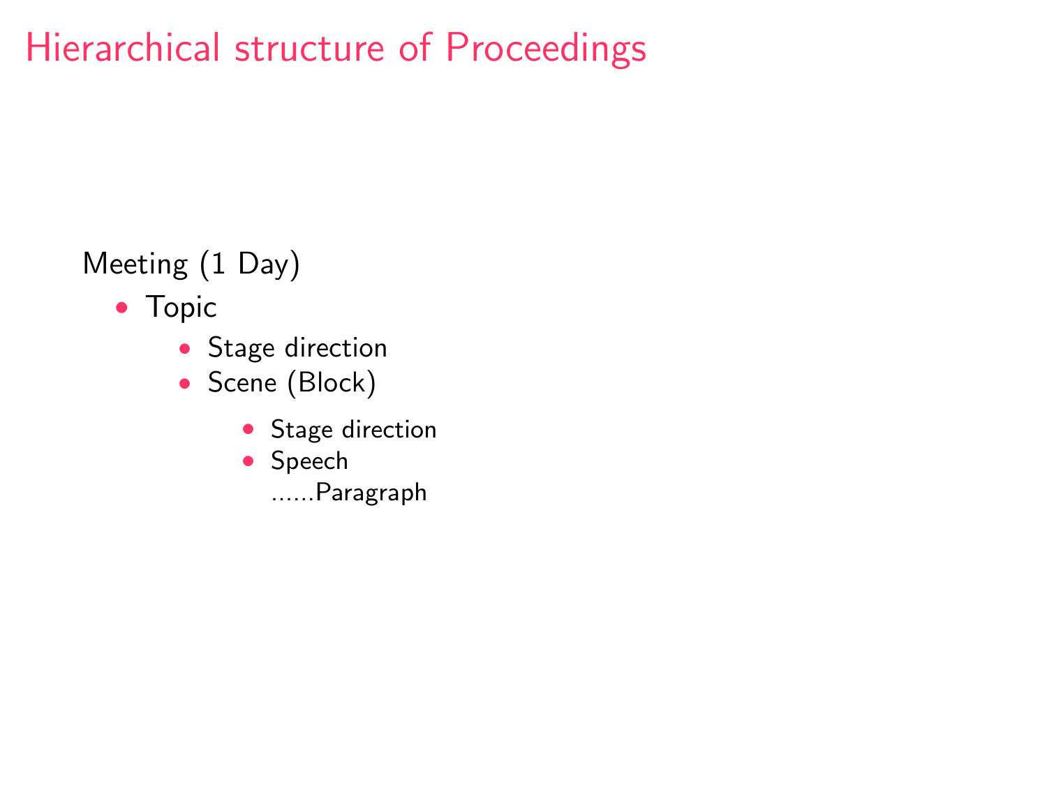# Hierarchical structure of Proceedings

Meeting (1 Day)

- Topic
  - Stage direction
  - Scene (Block)
    - Stage direction
    - Speech

      ......Paragraph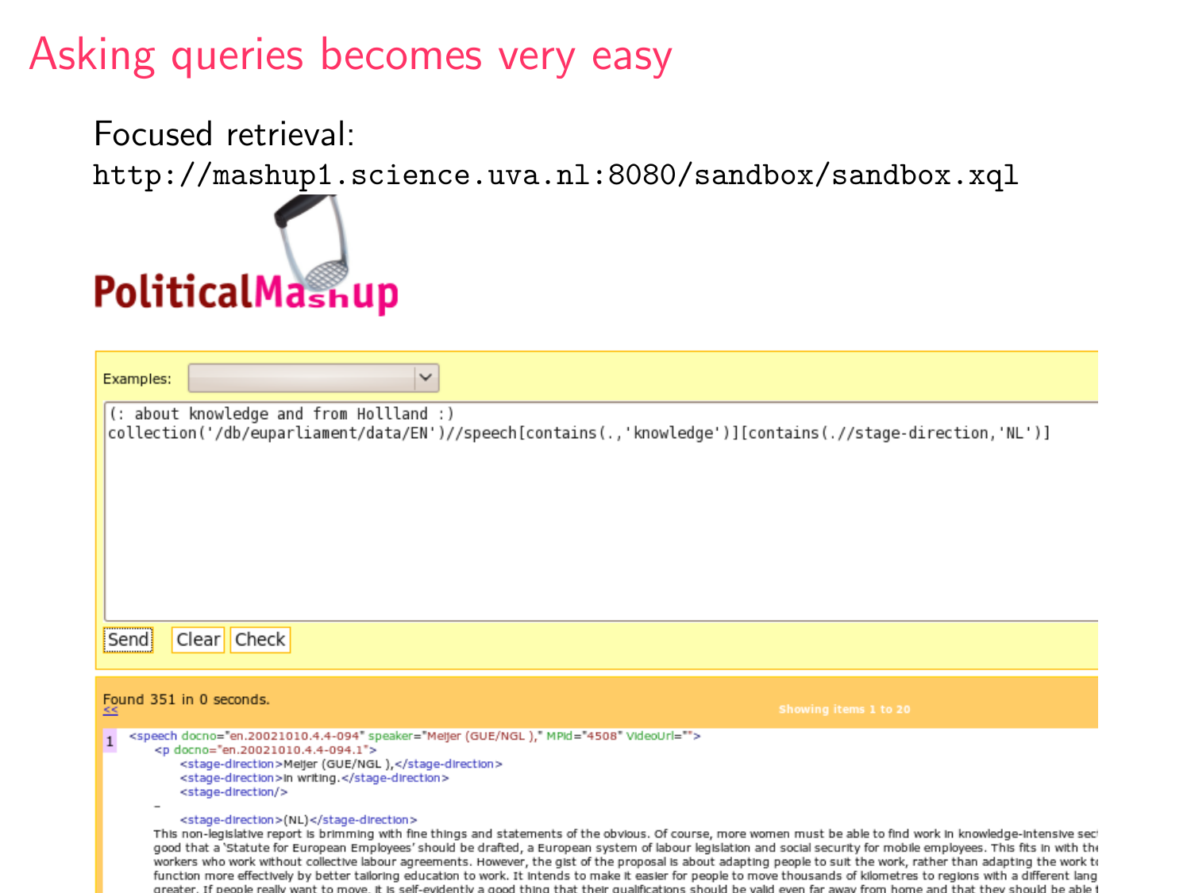# Asking queries becomes very easy

Focused retrieval:

`http://mashup1.science.uva.nl:8080/sandbox/sandbox.xql`

PoliticalMashup

Examples:

```
(: about knowledge and from Hollland :)
collection('/db/euparliament/data/EN')//speech[contains(.,'knowledge')][contains(.//stage-direction,'NL')]
```

Send Clear Check

Found 351 in 0 seconds.
<<

Showing items 1 to 20

1
```
<speech docno="en.20021010.4.4-094" speaker="Meijer (GUE/NGL )," MPid="4508" VideoUrl="">
    <p docno="en.20021010.4.4-094.1">
        <stage-direction>Meijer (GUE/NGL ),</stage-direction>
        <stage-direction>In writing.</stage-direction>
        <stage-direction/>
    –
        <stage-direction>(NL)</stage-direction>
```
This non-legislative report is brimming with fine things and statements of the obvious. Of course, more women must be able to find work in knowledge-intensive sec
good that a 'Statute for European Employees' should be drafted, a European system of labour legislation and social security for mobile employees. This fits in with the
workers who work without collective labour agreements. However, the gist of the proposal is about adapting people to suit the work, rather than adapting the work to
function more effectively by better tailoring education to work. It intends to make it easier for people to move thousands of kilometres to regions with a different lang
greater. If people really want to move, it is self-evidently a good thing that their qualifications should be valid even far away from home and that they should be able t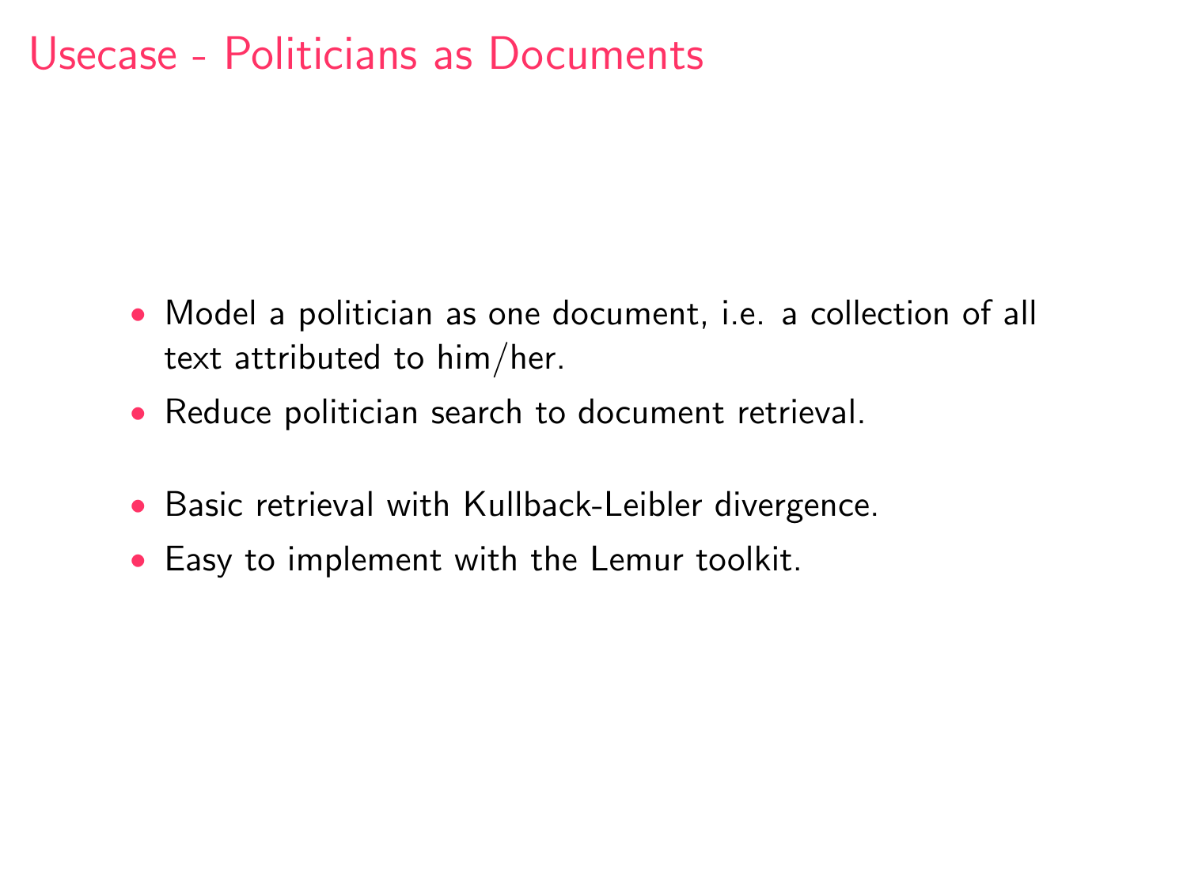# Usecase - Politicians as Documents

- Model a politician as one document, i.e. a collection of all text attributed to him/her.
- Reduce politician search to document retrieval.

- Basic retrieval with Kullback-Leibler divergence.
- Easy to implement with the Lemur toolkit.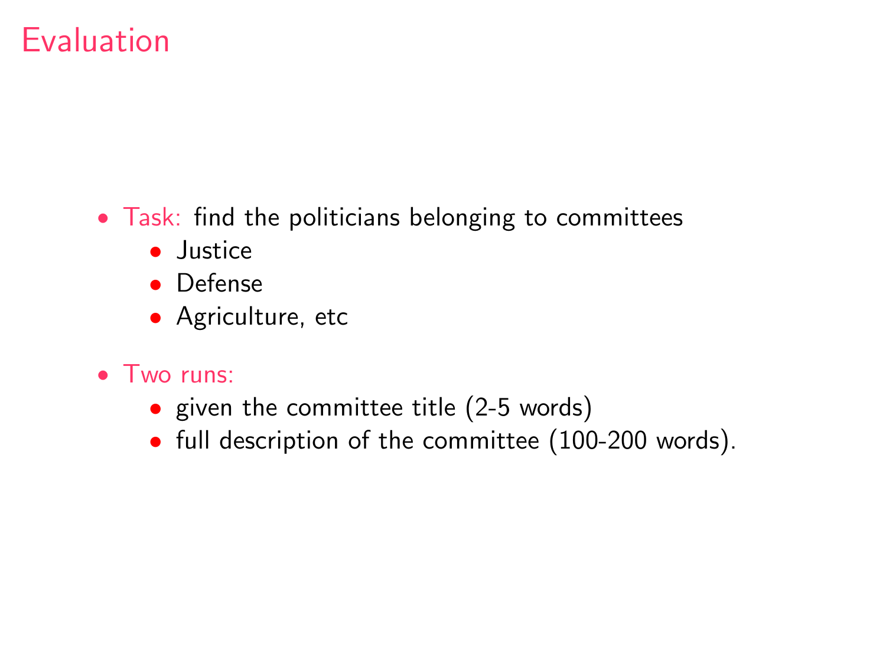# Evaluation

- Task: find the politicians belonging to committees
  - Justice
  - Defense
  - Agriculture, etc
- Two runs:
  - given the committee title (2-5 words)
  - full description of the committee (100-200 words).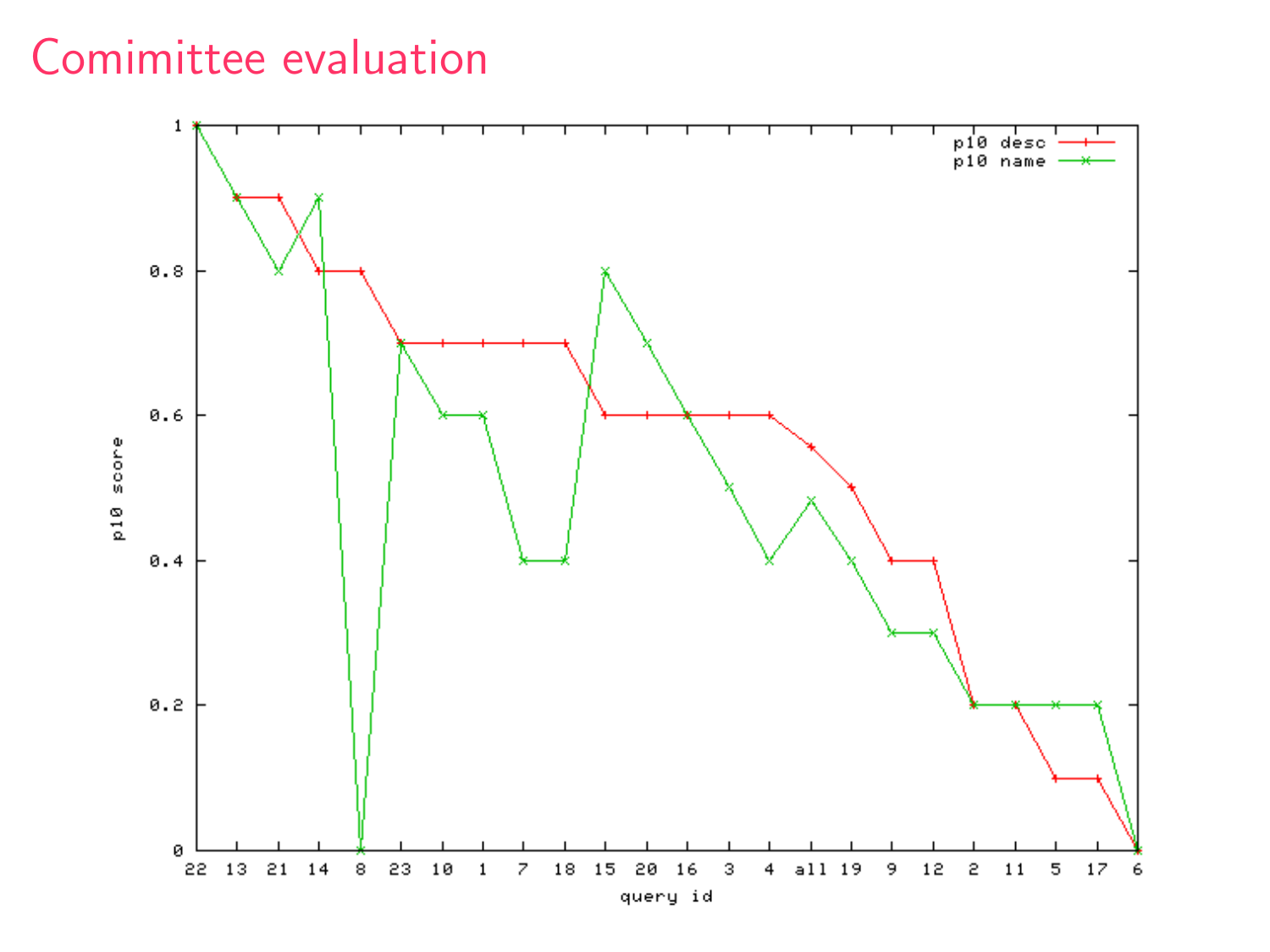# Comimittee evaluation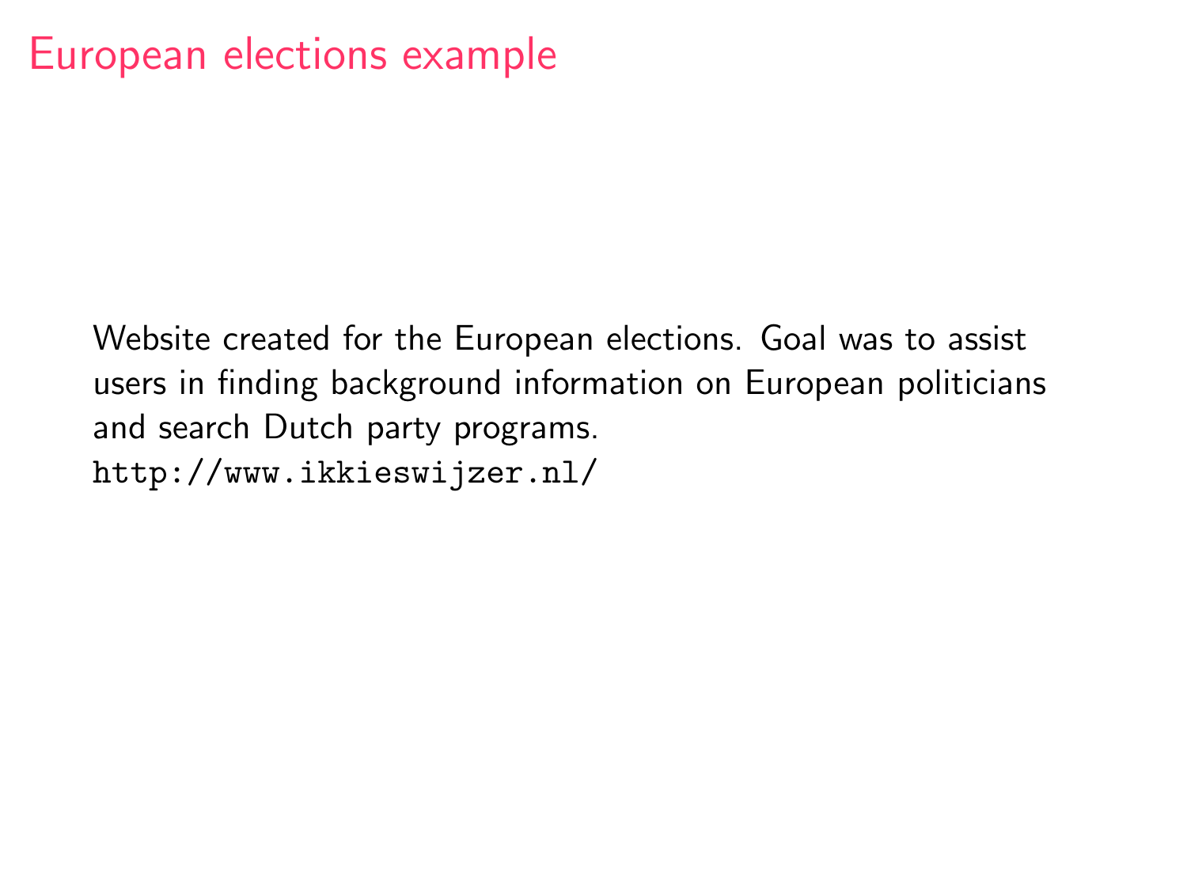# European elections example

Website created for the European elections. Goal was to assist users in finding background information on European politicians and search Dutch party programs.
`http://www.ikkieswijzer.nl/`